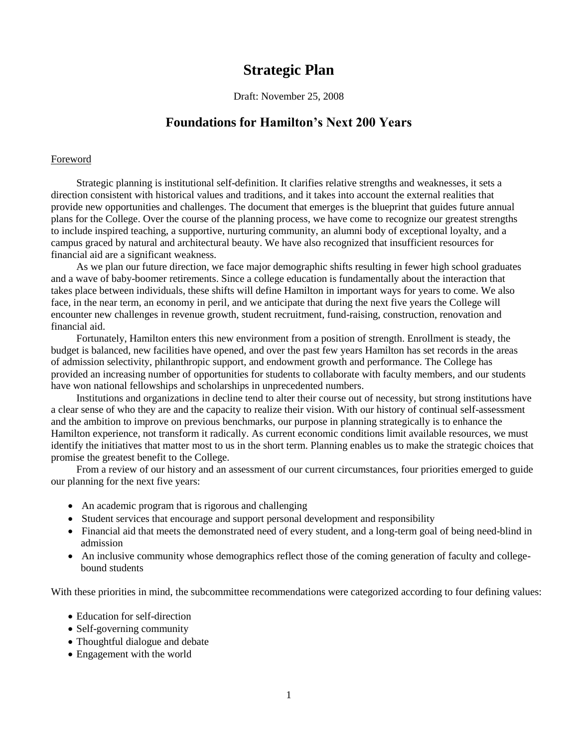# Strategic Plan

Draft: November 25, 2008

## Foundations for Hamilton's Next 200 Years

### Foreword

Strategic planning is institutional self-definition. It clarifies relative strengths and weaknesses, it sets a direction consistent with historical values and traditions, and it takes into account the external realities that provide new opportunities and challenges. The document that emerges is the blueprint that guides future annual plans for the College. Over the course of the planning process, we have come to recognize our greatest strengths to include inspired teaching, a supportive, nurturing community, an alumni body of exceptional loyalty, and a campus graced by natural and architectural beauty. We have also recognized that insufficient resources for financial aid are a significant weakness.

As we plan our future direction, we face major demographic shifts resulting in fewer high school graduates and a wave of baby-boomer retirements. Since a college education is fundamentally about the interaction that takes place between individuals, these shifts will define Hamilton in important ways for years to come. We also face, in the near term, an economy in peril, and we anticipate that during the next five years the College will encounter new challenges in revenue growth, student recruitment, fund-raising, construction, renovation and financial aid.

Fortunately, Hamilton enters this new environment from a position of strength. Enrollment is steady, the budget is balanced, new facilities have opened, and over the past few years Hamilton has set records in the areas of admission selectivity, philanthropic support, and endowment growth and performance. The College has provided an increasing number of opportunities for students to collaborate with faculty members, and our students have won national fellowships and scholarships in unprecedented numbers.

Institutions and organizations in decline tend to alter their course out of necessity, but strong institutions have a clear sense of who they are and the capacity to realize their vision. With our history of continual self-assessment and the ambition to improve on previous benchmarks, our purpose in planning strategically is to enhance the Hamilton experience, not transform it radically. As current economic conditions limit available resources, we must identify the initiatives that matter most to us in the short term. Planning enables us to make the strategic choices that promise the greatest benefit to the College.

From a review of our history and an assessment of our current circumstances, four priorities emerged to guide our planning for the next five years:

- An academic program that is rigorous and challenging
- Student services that encourage and support personal development and responsibility
- Financial aid that meets the demonstrated need of every student, and a long-term goal of being need-blind in admission
- An inclusive community whose demographics reflect those of the coming generation of faculty and college-bound students

With these priorities in mind, the subcommittee recommendations were categorized according to four defining values:

- Education for self-direction
- Self-governing community
- Thoughtful dialogue and debate
- Engagement with the world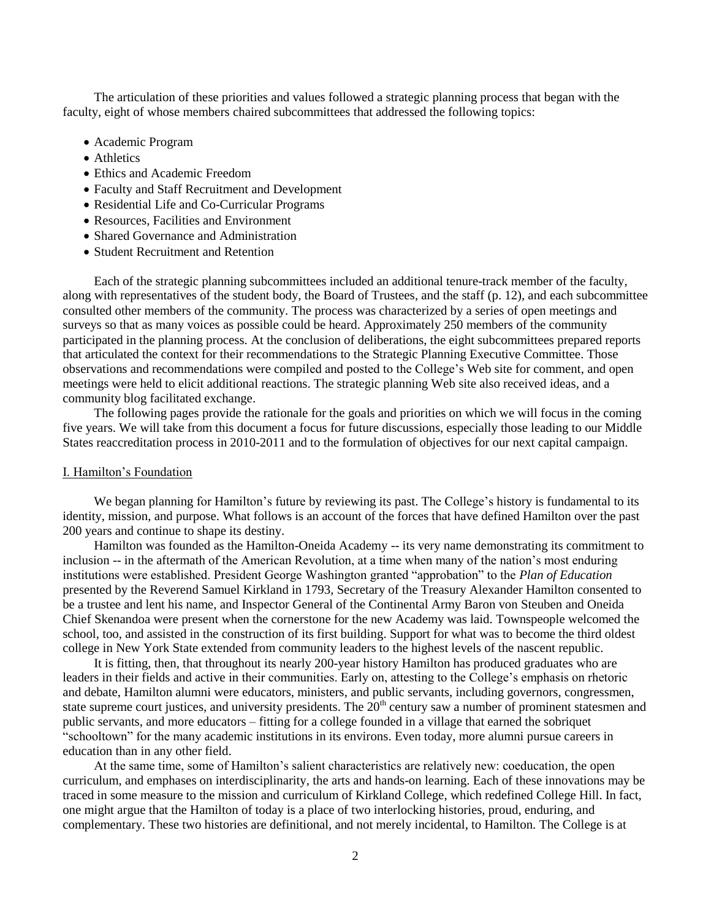The articulation of these priorities and values followed a strategic planning process that began with the faculty, eight of whose members chaired subcommittees that addressed the following topics:

- Academic Program
- Athletics
- Ethics and Academic Freedom
- Faculty and Staff Recruitment and Development
- Residential Life and Co-Curricular Programs
- Resources, Facilities and Environment
- Shared Governance and Administration
- Student Recruitment and Retention

Each of the strategic planning subcommittees included an additional tenure-track member of the faculty, along with representatives of the student body, the Board of Trustees, and the staff (p. 12), and each subcommittee consulted other members of the community. The process was characterized by a series of open meetings and surveys so that as many voices as possible could be heard. Approximately 250 members of the community participated in the planning process. At the conclusion of deliberations, the eight subcommittees prepared reports that articulated the context for their recommendations to the Strategic Planning Executive Committee. Those observations and recommendations were compiled and posted to the College's Web site for comment, and open meetings were held to elicit additional reactions. The strategic planning Web site also received ideas, and a community blog facilitated exchange.

The following pages provide the rationale for the goals and priorities on which we will focus in the coming five years. We will take from this document a focus for future discussions, especially those leading to our Middle States reaccreditation process in 2010-2011 and to the formulation of objectives for our next capital campaign.

## I. Hamilton's Foundation

We began planning for Hamilton's future by reviewing its past. The College's history is fundamental to its identity, mission, and purpose. What follows is an account of the forces that have defined Hamilton over the past 200 years and continue to shape its destiny.

Hamilton was founded as the Hamilton-Oneida Academy -- its very name demonstrating its commitment to inclusion -- in the aftermath of the American Revolution, at a time when many of the nation's most enduring institutions were established. President George Washington granted "approbation" to the *Plan of Education* presented by the Reverend Samuel Kirkland in 1793, Secretary of the Treasury Alexander Hamilton consented to be a trustee and lent his name, and Inspector General of the Continental Army Baron von Steuben and Oneida Chief Skenandoa were present when the cornerstone for the new Academy was laid. Townspeople welcomed the school, too, and assisted in the construction of its first building. Support for what was to become the third oldest college in New York State extended from community leaders to the highest levels of the nascent republic.

It is fitting, then, that throughout its nearly 200-year history Hamilton has produced graduates who are leaders in their fields and active in their communities. Early on, attesting to the College's emphasis on rhetoric and debate, Hamilton alumni were educators, ministers, and public servants, including governors, congressmen, state supreme court justices, and university presidents. The 20th century saw a number of prominent statesmen and public servants, and more educators – fitting for a college founded in a village that earned the sobriquet "schooltown" for the many academic institutions in its environs. Even today, more alumni pursue careers in education than in any other field.

At the same time, some of Hamilton's salient characteristics are relatively new: coeducation, the open curriculum, and emphases on interdisciplinarity, the arts and hands-on learning. Each of these innovations may be traced in some measure to the mission and curriculum of Kirkland College, which redefined College Hill. In fact, one might argue that the Hamilton of today is a place of two interlocking histories, proud, enduring, and complementary. These two histories are definitional, and not merely incidental, to Hamilton. The College is at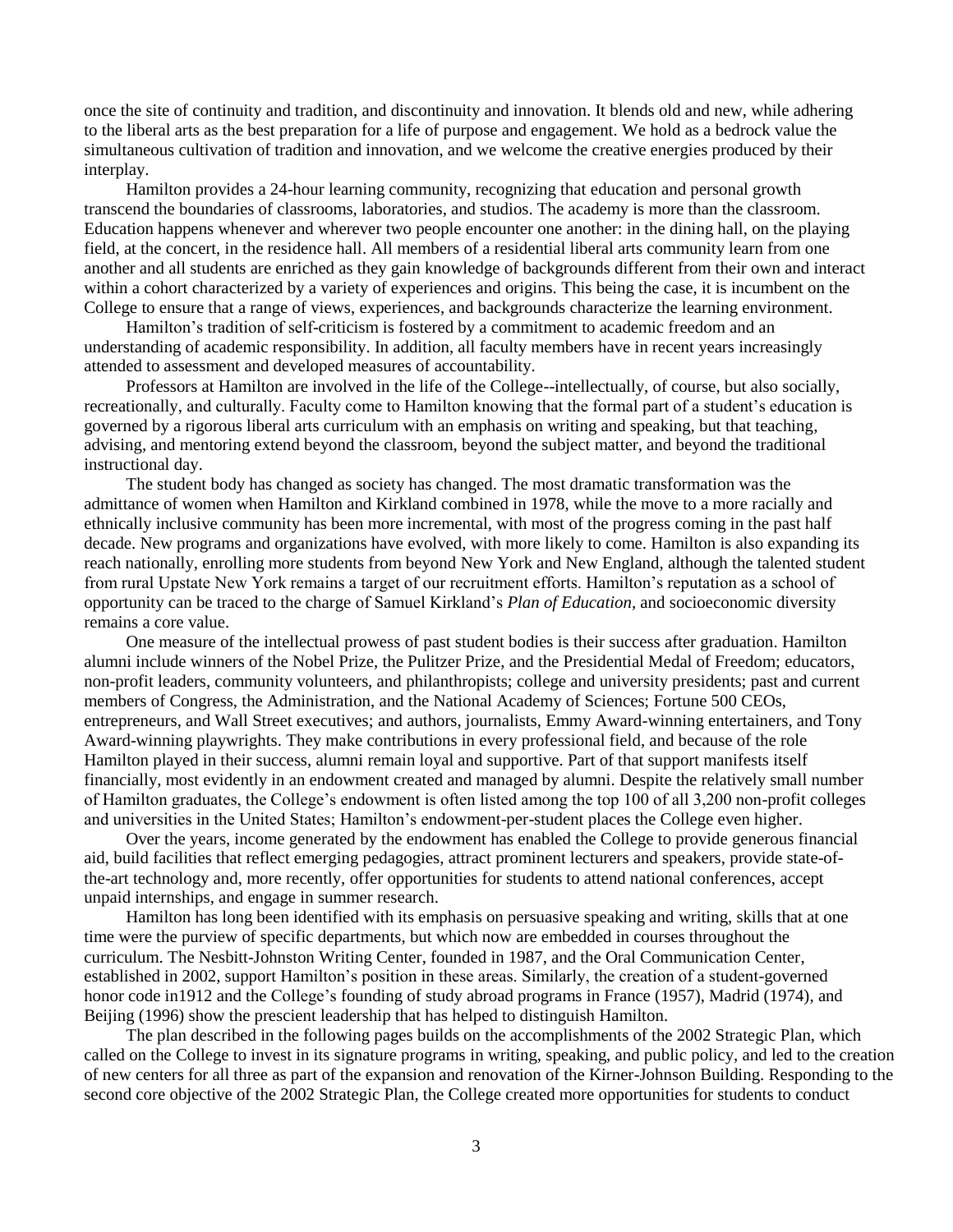once the site of continuity and tradition, and discontinuity and innovation. It blends old and new, while adhering to the liberal arts as the best preparation for a life of purpose and engagement. We hold as a bedrock value the simultaneous cultivation of tradition and innovation, and we welcome the creative energies produced by their interplay.

Hamilton provides a 24-hour learning community, recognizing that education and personal growth transcend the boundaries of classrooms, laboratories, and studios. The academy is more than the classroom. Education happens whenever and wherever two people encounter one another: in the dining hall, on the playing field, at the concert, in the residence hall. All members of a residential liberal arts community learn from one another and all students are enriched as they gain knowledge of backgrounds different from their own and interact within a cohort characterized by a variety of experiences and origins. This being the case, it is incumbent on the College to ensure that a range of views, experiences, and backgrounds characterize the learning environment.

Hamilton's tradition of self-criticism is fostered by a commitment to academic freedom and an understanding of academic responsibility. In addition, all faculty members have in recent years increasingly attended to assessment and developed measures of accountability.

Professors at Hamilton are involved in the life of the College--intellectually, of course, but also socially, recreationally, and culturally. Faculty come to Hamilton knowing that the formal part of a student's education is governed by a rigorous liberal arts curriculum with an emphasis on writing and speaking, but that teaching, advising, and mentoring extend beyond the classroom, beyond the subject matter, and beyond the traditional instructional day.

The student body has changed as society has changed. The most dramatic transformation was the admittance of women when Hamilton and Kirkland combined in 1978, while the move to a more racially and ethnically inclusive community has been more incremental, with most of the progress coming in the past half decade. New programs and organizations have evolved, with more likely to come. Hamilton is also expanding its reach nationally, enrolling more students from beyond New York and New England, although the talented student from rural Upstate New York remains a target of our recruitment efforts. Hamilton's reputation as a school of opportunity can be traced to the charge of Samuel Kirkland's *Plan of Education,* and socioeconomic diversity remains a core value.

One measure of the intellectual prowess of past student bodies is their success after graduation. Hamilton alumni include winners of the Nobel Prize, the Pulitzer Prize, and the Presidential Medal of Freedom; educators, non-profit leaders, community volunteers, and philanthropists; college and university presidents; past and current members of Congress, the Administration, and the National Academy of Sciences; Fortune 500 CEOs, entrepreneurs, and Wall Street executives; and authors, journalists, Emmy Award-winning entertainers, and Tony Award-winning playwrights. They make contributions in every professional field, and because of the role Hamilton played in their success, alumni remain loyal and supportive. Part of that support manifests itself financially, most evidently in an endowment created and managed by alumni. Despite the relatively small number of Hamilton graduates, the College's endowment is often listed among the top 100 of all 3,200 non-profit colleges and universities in the United States; Hamilton's endowment-per-student places the College even higher.

Over the years, income generated by the endowment has enabled the College to provide generous financial aid, build facilities that reflect emerging pedagogies, attract prominent lecturers and speakers, provide state-of-the-art technology and, more recently, offer opportunities for students to attend national conferences, accept unpaid internships, and engage in summer research.

Hamilton has long been identified with its emphasis on persuasive speaking and writing, skills that at one time were the purview of specific departments, but which now are embedded in courses throughout the curriculum. The Nesbitt-Johnston Writing Center, founded in 1987, and the Oral Communication Center, established in 2002, support Hamilton's position in these areas. Similarly, the creation of a student-governed honor code in1912 and the College's founding of study abroad programs in France (1957), Madrid (1974), and Beijing (1996) show the prescient leadership that has helped to distinguish Hamilton.

The plan described in the following pages builds on the accomplishments of the 2002 Strategic Plan, which called on the College to invest in its signature programs in writing, speaking, and public policy, and led to the creation of new centers for all three as part of the expansion and renovation of the Kirner-Johnson Building. Responding to the second core objective of the 2002 Strategic Plan, the College created more opportunities for students to conduct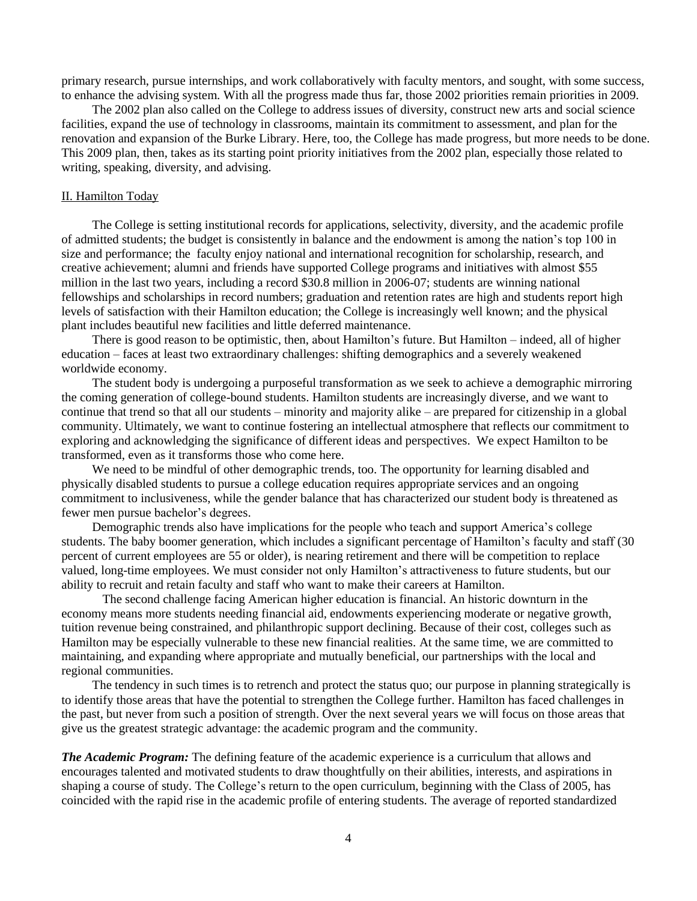primary research, pursue internships, and work collaboratively with faculty mentors, and sought, with some success, to enhance the advising system. With all the progress made thus far, those 2002 priorities remain priorities in 2009.

The 2002 plan also called on the College to address issues of diversity, construct new arts and social science facilities, expand the use of technology in classrooms, maintain its commitment to assessment, and plan for the renovation and expansion of the Burke Library. Here, too, the College has made progress, but more needs to be done. This 2009 plan, then, takes as its starting point priority initiatives from the 2002 plan, especially those related to writing, speaking, diversity, and advising.

## II. Hamilton Today

The College is setting institutional records for applications, selectivity, diversity, and the academic profile of admitted students; the budget is consistently in balance and the endowment is among the nation's top 100 in size and performance; the faculty enjoy national and international recognition for scholarship, research, and creative achievement; alumni and friends have supported College programs and initiatives with almost $55 million in the last two years, including a record $30.8 million in 2006-07; students are winning national fellowships and scholarships in record numbers; graduation and retention rates are high and students report high levels of satisfaction with their Hamilton education; the College is increasingly well known; and the physical plant includes beautiful new facilities and little deferred maintenance.

There is good reason to be optimistic, then, about Hamilton's future. But Hamilton – indeed, all of higher education – faces at least two extraordinary challenges: shifting demographics and a severely weakened worldwide economy.

The student body is undergoing a purposeful transformation as we seek to achieve a demographic mirroring the coming generation of college-bound students. Hamilton students are increasingly diverse, and we want to continue that trend so that all our students – minority and majority alike – are prepared for citizenship in a global community. Ultimately, we want to continue fostering an intellectual atmosphere that reflects our commitment to exploring and acknowledging the significance of different ideas and perspectives. We expect Hamilton to be transformed, even as it transforms those who come here.

We need to be mindful of other demographic trends, too. The opportunity for learning disabled and physically disabled students to pursue a college education requires appropriate services and an ongoing commitment to inclusiveness, while the gender balance that has characterized our student body is threatened as fewer men pursue bachelor's degrees.

Demographic trends also have implications for the people who teach and support America's college students. The baby boomer generation, which includes a significant percentage of Hamilton's faculty and staff (30 percent of current employees are 55 or older), is nearing retirement and there will be competition to replace valued, long-time employees. We must consider not only Hamilton's attractiveness to future students, but our ability to recruit and retain faculty and staff who want to make their careers at Hamilton.

The second challenge facing American higher education is financial. An historic downturn in the economy means more students needing financial aid, endowments experiencing moderate or negative growth, tuition revenue being constrained, and philanthropic support declining. Because of their cost, colleges such as Hamilton may be especially vulnerable to these new financial realities. At the same time, we are committed to maintaining, and expanding where appropriate and mutually beneficial, our partnerships with the local and regional communities.

The tendency in such times is to retrench and protect the status quo; our purpose in planning strategically is to identify those areas that have the potential to strengthen the College further. Hamilton has faced challenges in the past, but never from such a position of strength. Over the next several years we will focus on those areas that give us the greatest strategic advantage: the academic program and the community.

***The Academic Program:*** The defining feature of the academic experience is a curriculum that allows and encourages talented and motivated students to draw thoughtfully on their abilities, interests, and aspirations in shaping a course of study. The College's return to the open curriculum, beginning with the Class of 2005, has coincided with the rapid rise in the academic profile of entering students. The average of reported standardized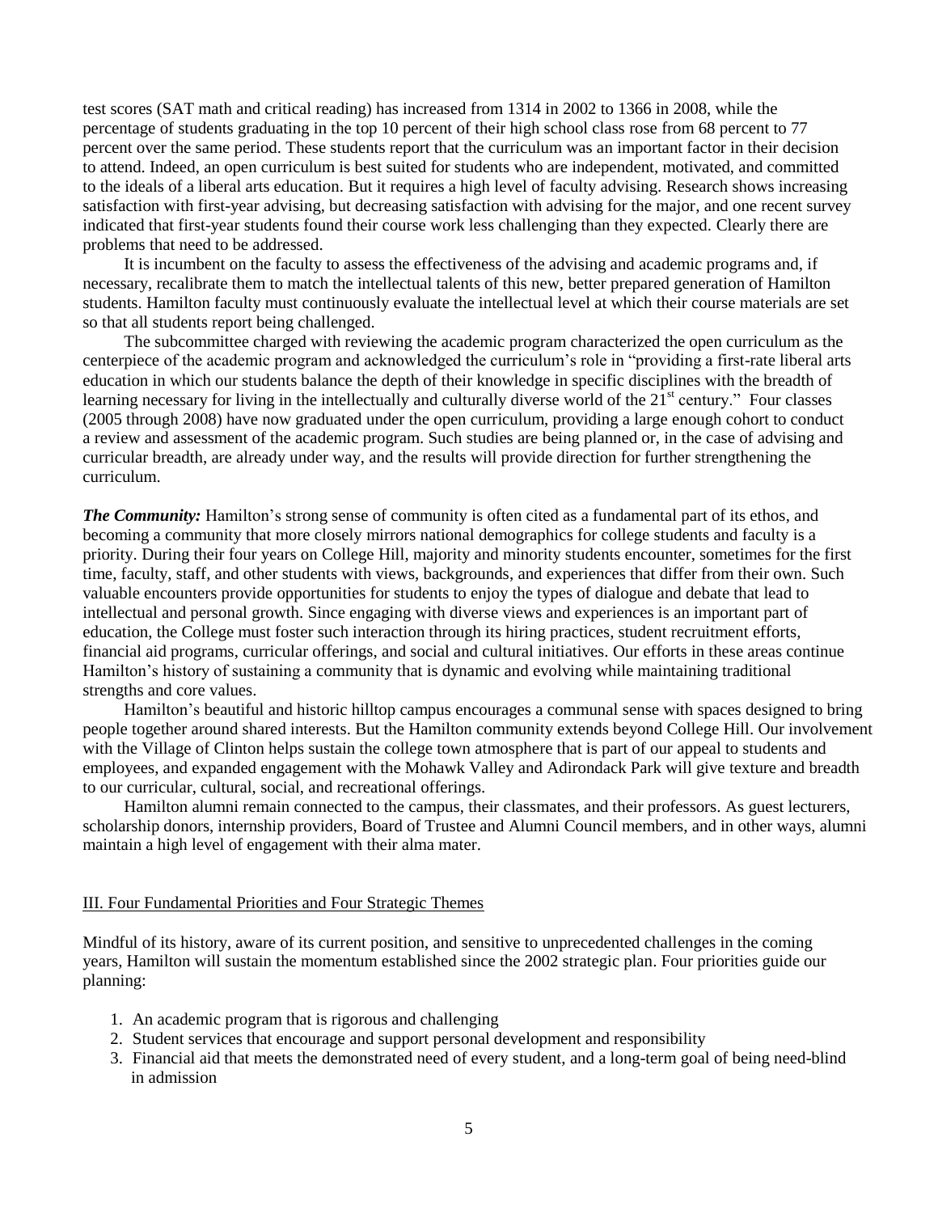test scores (SAT math and critical reading) has increased from 1314 in 2002 to 1366 in 2008, while the percentage of students graduating in the top 10 percent of their high school class rose from 68 percent to 77 percent over the same period. These students report that the curriculum was an important factor in their decision to attend. Indeed, an open curriculum is best suited for students who are independent, motivated, and committed to the ideals of a liberal arts education. But it requires a high level of faculty advising. Research shows increasing satisfaction with first-year advising, but decreasing satisfaction with advising for the major, and one recent survey indicated that first-year students found their course work less challenging than they expected. Clearly there are problems that need to be addressed.

It is incumbent on the faculty to assess the effectiveness of the advising and academic programs and, if necessary, recalibrate them to match the intellectual talents of this new, better prepared generation of Hamilton students. Hamilton faculty must continuously evaluate the intellectual level at which their course materials are set so that all students report being challenged.

The subcommittee charged with reviewing the academic program characterized the open curriculum as the centerpiece of the academic program and acknowledged the curriculum's role in "providing a first-rate liberal arts education in which our students balance the depth of their knowledge in specific disciplines with the breadth of learning necessary for living in the intellectually and culturally diverse world of the 21st century." Four classes (2005 through 2008) have now graduated under the open curriculum, providing a large enough cohort to conduct a review and assessment of the academic program. Such studies are being planned or, in the case of advising and curricular breadth, are already under way, and the results will provide direction for further strengthening the curriculum.

***The Community:*** Hamilton's strong sense of community is often cited as a fundamental part of its ethos, and becoming a community that more closely mirrors national demographics for college students and faculty is a priority. During their four years on College Hill, majority and minority students encounter, sometimes for the first time, faculty, staff, and other students with views, backgrounds, and experiences that differ from their own. Such valuable encounters provide opportunities for students to enjoy the types of dialogue and debate that lead to intellectual and personal growth. Since engaging with diverse views and experiences is an important part of education, the College must foster such interaction through its hiring practices, student recruitment efforts, financial aid programs, curricular offerings, and social and cultural initiatives. Our efforts in these areas continue Hamilton's history of sustaining a community that is dynamic and evolving while maintaining traditional strengths and core values.

Hamilton's beautiful and historic hilltop campus encourages a communal sense with spaces designed to bring people together around shared interests. But the Hamilton community extends beyond College Hill. Our involvement with the Village of Clinton helps sustain the college town atmosphere that is part of our appeal to students and employees, and expanded engagement with the Mohawk Valley and Adirondack Park will give texture and breadth to our curricular, cultural, social, and recreational offerings.

Hamilton alumni remain connected to the campus, their classmates, and their professors. As guest lecturers, scholarship donors, internship providers, Board of Trustee and Alumni Council members, and in other ways, alumni maintain a high level of engagement with their alma mater.

## III. Four Fundamental Priorities and Four Strategic Themes

Mindful of its history, aware of its current position, and sensitive to unprecedented challenges in the coming years, Hamilton will sustain the momentum established since the 2002 strategic plan. Four priorities guide our planning:

1. An academic program that is rigorous and challenging
2. Student services that encourage and support personal development and responsibility
3. Financial aid that meets the demonstrated need of every student, and a long-term goal of being need-blind in admission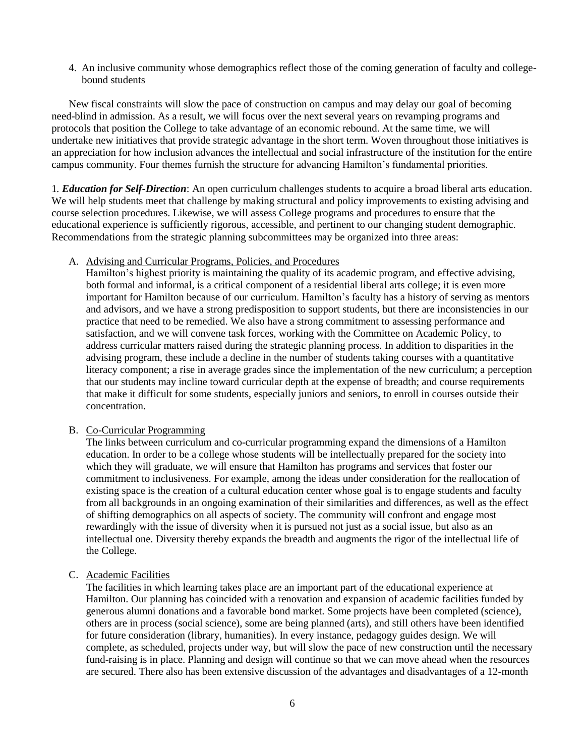4. An inclusive community whose demographics reflect those of the coming generation of faculty and college-bound students

New fiscal constraints will slow the pace of construction on campus and may delay our goal of becoming need-blind in admission. As a result, we will focus over the next several years on revamping programs and protocols that position the College to take advantage of an economic rebound. At the same time, we will undertake new initiatives that provide strategic advantage in the short term. Woven throughout those initiatives is an appreciation for how inclusion advances the intellectual and social infrastructure of the institution for the entire campus community. Four themes furnish the structure for advancing Hamilton's fundamental priorities.

1. ***Education for Self-Direction***: An open curriculum challenges students to acquire a broad liberal arts education. We will help students meet that challenge by making structural and policy improvements to existing advising and course selection procedures. Likewise, we will assess College programs and procedures to ensure that the educational experience is sufficiently rigorous, accessible, and pertinent to our changing student demographic. Recommendations from the strategic planning subcommittees may be organized into three areas:

A. <u>Advising and Curricular Programs, Policies, and Procedures</u>

Hamilton's highest priority is maintaining the quality of its academic program, and effective advising, both formal and informal, is a critical component of a residential liberal arts college; it is even more important for Hamilton because of our curriculum. Hamilton's faculty has a history of serving as mentors and advisors, and we have a strong predisposition to support students, but there are inconsistencies in our practice that need to be remedied. We also have a strong commitment to assessing performance and satisfaction, and we will convene task forces, working with the Committee on Academic Policy, to address curricular matters raised during the strategic planning process. In addition to disparities in the advising program, these include a decline in the number of students taking courses with a quantitative literacy component; a rise in average grades since the implementation of the new curriculum; a perception that our students may incline toward curricular depth at the expense of breadth; and course requirements that make it difficult for some students, especially juniors and seniors, to enroll in courses outside their concentration.

B. <u>Co-Curricular Programming</u>

The links between curriculum and co-curricular programming expand the dimensions of a Hamilton education. In order to be a college whose students will be intellectually prepared for the society into which they will graduate, we will ensure that Hamilton has programs and services that foster our commitment to inclusiveness. For example, among the ideas under consideration for the reallocation of existing space is the creation of a cultural education center whose goal is to engage students and faculty from all backgrounds in an ongoing examination of their similarities and differences, as well as the effect of shifting demographics on all aspects of society. The community will confront and engage most rewardingly with the issue of diversity when it is pursued not just as a social issue, but also as an intellectual one. Diversity thereby expands the breadth and augments the rigor of the intellectual life of the College.

C. <u>Academic Facilities</u>

The facilities in which learning takes place are an important part of the educational experience at Hamilton. Our planning has coincided with a renovation and expansion of academic facilities funded by generous alumni donations and a favorable bond market. Some projects have been completed (science), others are in process (social science), some are being planned (arts), and still others have been identified for future consideration (library, humanities). In every instance, pedagogy guides design. We will complete, as scheduled, projects under way, but will slow the pace of new construction until the necessary fund-raising is in place. Planning and design will continue so that we can move ahead when the resources are secured. There also has been extensive discussion of the advantages and disadvantages of a 12-month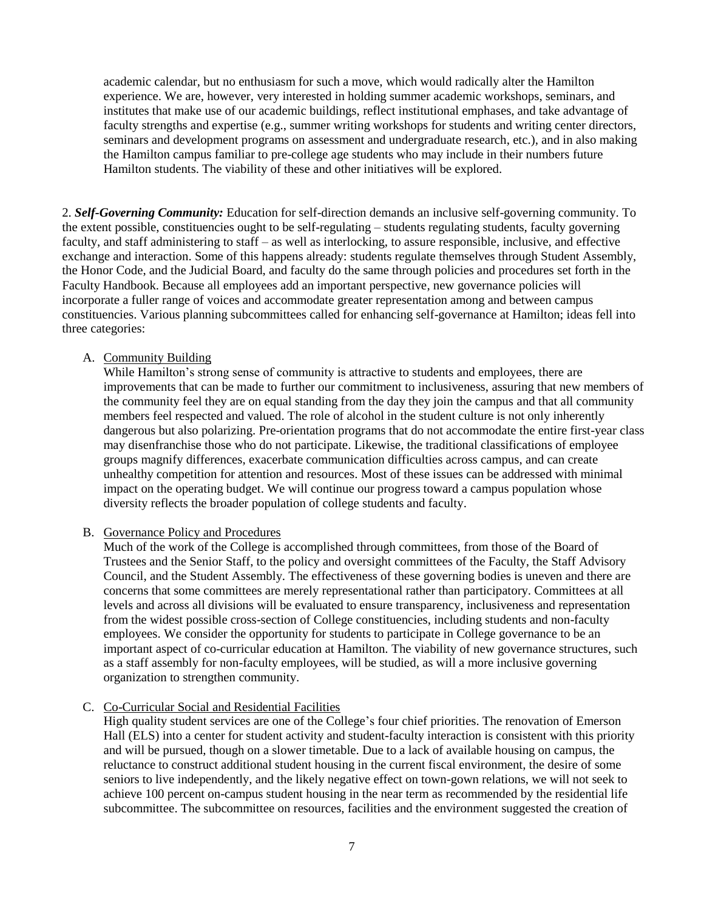academic calendar, but no enthusiasm for such a move, which would radically alter the Hamilton experience. We are, however, very interested in holding summer academic workshops, seminars, and institutes that make use of our academic buildings, reflect institutional emphases, and take advantage of faculty strengths and expertise (e.g., summer writing workshops for students and writing center directors, seminars and development programs on assessment and undergraduate research, etc.), and in also making the Hamilton campus familiar to pre-college age students who may include in their numbers future Hamilton students. The viability of these and other initiatives will be explored.

2. ***Self-Governing Community:*** Education for self-direction demands an inclusive self-governing community. To the extent possible, constituencies ought to be self-regulating – students regulating students, faculty governing faculty, and staff administering to staff – as well as interlocking, to assure responsible, inclusive, and effective exchange and interaction. Some of this happens already: students regulate themselves through Student Assembly, the Honor Code, and the Judicial Board, and faculty do the same through policies and procedures set forth in the Faculty Handbook. Because all employees add an important perspective, new governance policies will incorporate a fuller range of voices and accommodate greater representation among and between campus constituencies. Various planning subcommittees called for enhancing self-governance at Hamilton; ideas fell into three categories:

A. <u>Community Building</u>

While Hamilton's strong sense of community is attractive to students and employees, there are improvements that can be made to further our commitment to inclusiveness, assuring that new members of the community feel they are on equal standing from the day they join the campus and that all community members feel respected and valued. The role of alcohol in the student culture is not only inherently dangerous but also polarizing. Pre-orientation programs that do not accommodate the entire first-year class may disenfranchise those who do not participate. Likewise, the traditional classifications of employee groups magnify differences, exacerbate communication difficulties across campus, and can create unhealthy competition for attention and resources. Most of these issues can be addressed with minimal impact on the operating budget. We will continue our progress toward a campus population whose diversity reflects the broader population of college students and faculty.

B. <u>Governance Policy and Procedures</u>

Much of the work of the College is accomplished through committees, from those of the Board of Trustees and the Senior Staff, to the policy and oversight committees of the Faculty, the Staff Advisory Council, and the Student Assembly. The effectiveness of these governing bodies is uneven and there are concerns that some committees are merely representational rather than participatory. Committees at all levels and across all divisions will be evaluated to ensure transparency, inclusiveness and representation from the widest possible cross-section of College constituencies, including students and non-faculty employees. We consider the opportunity for students to participate in College governance to be an important aspect of co-curricular education at Hamilton. The viability of new governance structures, such as a staff assembly for non-faculty employees, will be studied, as will a more inclusive governing organization to strengthen community.

C. <u>Co-Curricular Social and Residential Facilities</u>

High quality student services are one of the College's four chief priorities. The renovation of Emerson Hall (ELS) into a center for student activity and student-faculty interaction is consistent with this priority and will be pursued, though on a slower timetable. Due to a lack of available housing on campus, the reluctance to construct additional student housing in the current fiscal environment, the desire of some seniors to live independently, and the likely negative effect on town-gown relations, we will not seek to achieve 100 percent on-campus student housing in the near term as recommended by the residential life subcommittee. The subcommittee on resources, facilities and the environment suggested the creation of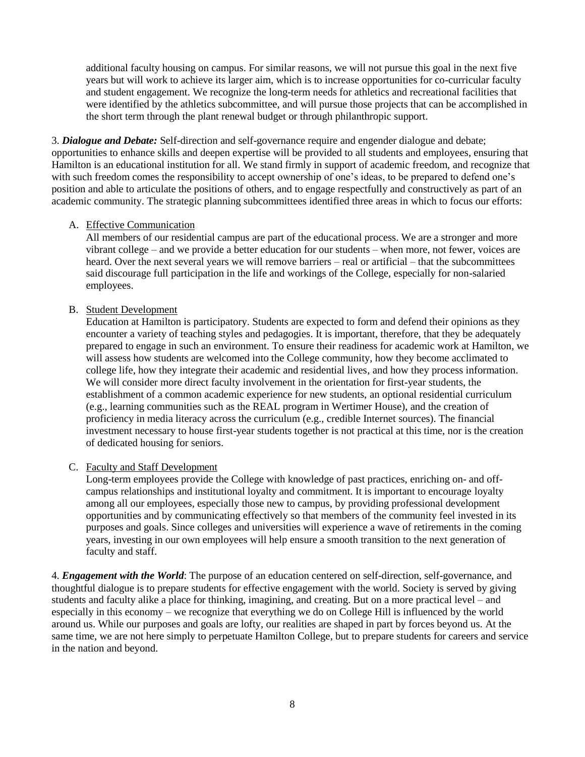additional faculty housing on campus. For similar reasons, we will not pursue this goal in the next five years but will work to achieve its larger aim, which is to increase opportunities for co-curricular faculty and student engagement. We recognize the long-term needs for athletics and recreational facilities that were identified by the athletics subcommittee, and will pursue those projects that can be accomplished in the short term through the plant renewal budget or through philanthropic support.

3. ***Dialogue and Debate:*** Self-direction and self-governance require and engender dialogue and debate; opportunities to enhance skills and deepen expertise will be provided to all students and employees, ensuring that Hamilton is an educational institution for all. We stand firmly in support of academic freedom, and recognize that with such freedom comes the responsibility to accept ownership of one's ideas, to be prepared to defend one's position and able to articulate the positions of others, and to engage respectfully and constructively as part of an academic community. The strategic planning subcommittees identified three areas in which to focus our efforts:

A. <u>Effective Communication</u>
All members of our residential campus are part of the educational process. We are a stronger and more vibrant college – and we provide a better education for our students – when more, not fewer, voices are heard. Over the next several years we will remove barriers – real or artificial – that the subcommittees said discourage full participation in the life and workings of the College, especially for non-salaried employees.

B. <u>Student Development</u>
Education at Hamilton is participatory. Students are expected to form and defend their opinions as they encounter a variety of teaching styles and pedagogies. It is important, therefore, that they be adequately prepared to engage in such an environment. To ensure their readiness for academic work at Hamilton, we will assess how students are welcomed into the College community, how they become acclimated to college life, how they integrate their academic and residential lives, and how they process information. We will consider more direct faculty involvement in the orientation for first-year students, the establishment of a common academic experience for new students, an optional residential curriculum (e.g., learning communities such as the REAL program in Wertimer House), and the creation of proficiency in media literacy across the curriculum (e.g., credible Internet sources). The financial investment necessary to house first-year students together is not practical at this time, nor is the creation of dedicated housing for seniors.

C. <u>Faculty and Staff Development</u>
Long-term employees provide the College with knowledge of past practices, enriching on- and off-campus relationships and institutional loyalty and commitment. It is important to encourage loyalty among all our employees, especially those new to campus, by providing professional development opportunities and by communicating effectively so that members of the community feel invested in its purposes and goals. Since colleges and universities will experience a wave of retirements in the coming years, investing in our own employees will help ensure a smooth transition to the next generation of faculty and staff.

4. ***Engagement with the World***: The purpose of an education centered on self-direction, self-governance, and thoughtful dialogue is to prepare students for effective engagement with the world. Society is served by giving students and faculty alike a place for thinking, imagining, and creating. But on a more practical level – and especially in this economy – we recognize that everything we do on College Hill is influenced by the world around us. While our purposes and goals are lofty, our realities are shaped in part by forces beyond us. At the same time, we are not here simply to perpetuate Hamilton College, but to prepare students for careers and service in the nation and beyond.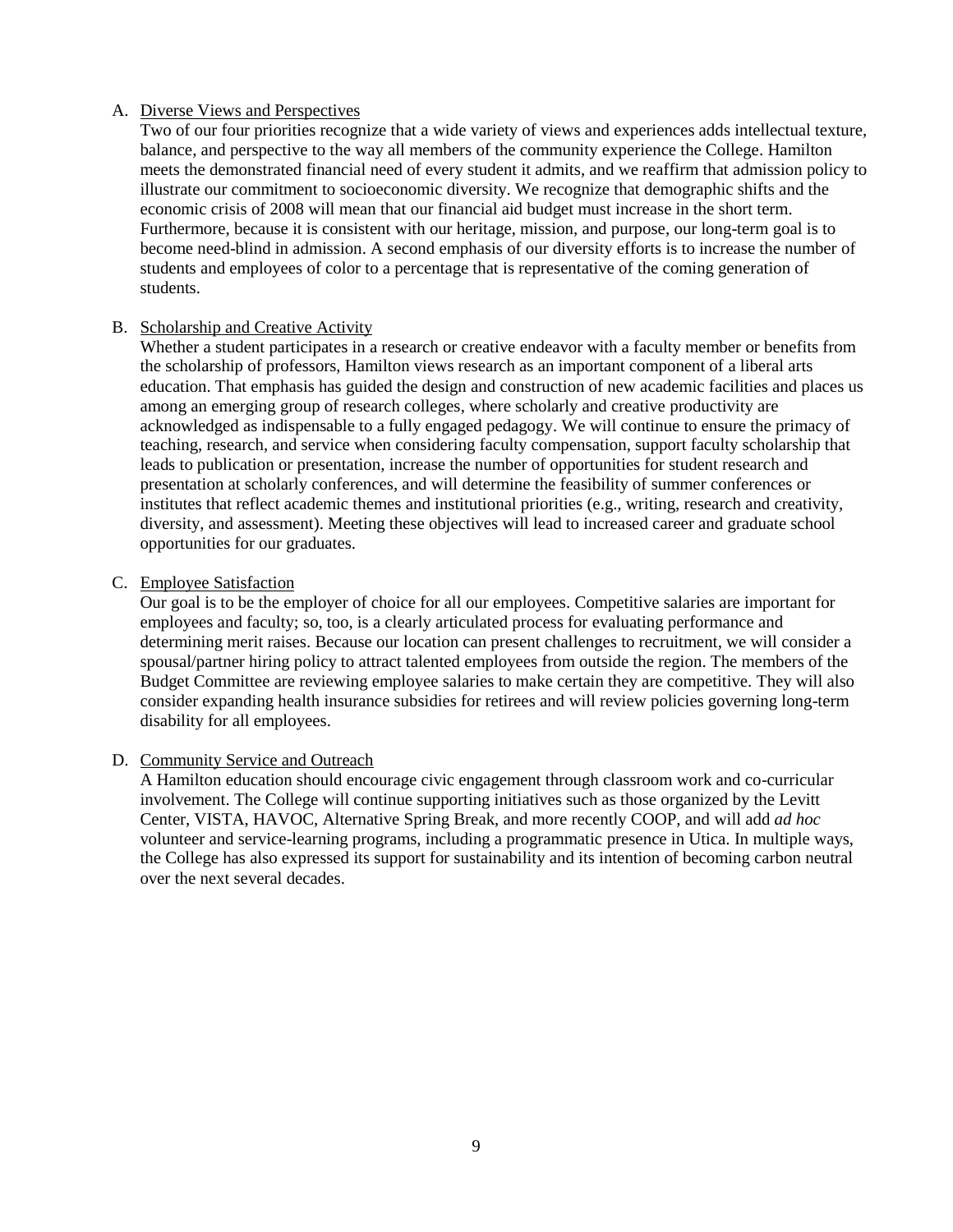A. Diverse Views and Perspectives

Two of our four priorities recognize that a wide variety of views and experiences adds intellectual texture, balance, and perspective to the way all members of the community experience the College. Hamilton meets the demonstrated financial need of every student it admits, and we reaffirm that admission policy to illustrate our commitment to socioeconomic diversity. We recognize that demographic shifts and the economic crisis of 2008 will mean that our financial aid budget must increase in the short term. Furthermore, because it is consistent with our heritage, mission, and purpose, our long-term goal is to become need-blind in admission. A second emphasis of our diversity efforts is to increase the number of students and employees of color to a percentage that is representative of the coming generation of students.

B. Scholarship and Creative Activity

Whether a student participates in a research or creative endeavor with a faculty member or benefits from the scholarship of professors, Hamilton views research as an important component of a liberal arts education. That emphasis has guided the design and construction of new academic facilities and places us among an emerging group of research colleges, where scholarly and creative productivity are acknowledged as indispensable to a fully engaged pedagogy. We will continue to ensure the primacy of teaching, research, and service when considering faculty compensation, support faculty scholarship that leads to publication or presentation, increase the number of opportunities for student research and presentation at scholarly conferences, and will determine the feasibility of summer conferences or institutes that reflect academic themes and institutional priorities (e.g., writing, research and creativity, diversity, and assessment). Meeting these objectives will lead to increased career and graduate school opportunities for our graduates.

C. Employee Satisfaction

Our goal is to be the employer of choice for all our employees. Competitive salaries are important for employees and faculty; so, too, is a clearly articulated process for evaluating performance and determining merit raises. Because our location can present challenges to recruitment, we will consider a spousal/partner hiring policy to attract talented employees from outside the region. The members of the Budget Committee are reviewing employee salaries to make certain they are competitive. They will also consider expanding health insurance subsidies for retirees and will review policies governing long-term disability for all employees.

D. Community Service and Outreach

A Hamilton education should encourage civic engagement through classroom work and co-curricular involvement. The College will continue supporting initiatives such as those organized by the Levitt Center, VISTA, HAVOC, Alternative Spring Break, and more recently COOP, and will add *ad hoc* volunteer and service-learning programs, including a programmatic presence in Utica. In multiple ways, the College has also expressed its support for sustainability and its intention of becoming carbon neutral over the next several decades.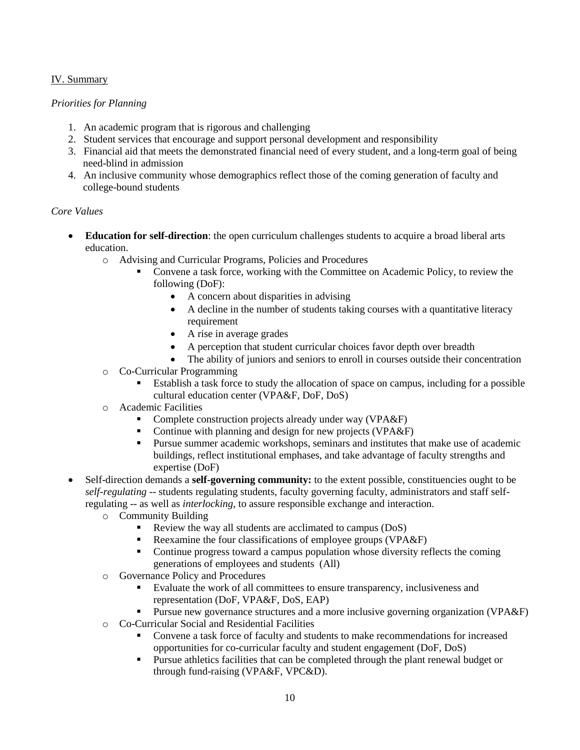IV. Summary

*Priorities for Planning*

1. An academic program that is rigorous and challenging
2. Student services that encourage and support personal development and responsibility
3. Financial aid that meets the demonstrated financial need of every student, and a long-term goal of being need-blind in admission
4. An inclusive community whose demographics reflect those of the coming generation of faculty and college-bound students

*Core Values*

- **Education for self-direction**: the open curriculum challenges students to acquire a broad liberal arts education.
  - Advising and Curricular Programs, Policies and Procedures
    - Convene a task force, working with the Committee on Academic Policy, to review the following (DoF):
      - A concern about disparities in advising
      - A decline in the number of students taking courses with a quantitative literacy requirement
      - A rise in average grades
      - A perception that student curricular choices favor depth over breadth
      - The ability of juniors and seniors to enroll in courses outside their concentration
  - Co-Curricular Programming
    - Establish a task force to study the allocation of space on campus, including for a possible cultural education center (VPA&F, DoF, DoS)
  - Academic Facilities
    - Complete construction projects already under way (VPA&F)
    - Continue with planning and design for new projects (VPA&F)
    - Pursue summer academic workshops, seminars and institutes that make use of academic buildings, reflect institutional emphases, and take advantage of faculty strengths and expertise (DoF)
- Self-direction demands a **self-governing community:** to the extent possible, constituencies ought to be *self-regulating* -- students regulating students, faculty governing faculty, administrators and staff self-regulating -- as well as *interlocking*, to assure responsible exchange and interaction.
  - Community Building
    - Review the way all students are acclimated to campus (DoS)
    - Reexamine the four classifications of employee groups (VPA&F)
    - Continue progress toward a campus population whose diversity reflects the coming generations of employees and students (All)
  - Governance Policy and Procedures
    - Evaluate the work of all committees to ensure transparency, inclusiveness and representation (DoF, VPA&F, DoS, EAP)
    - Pursue new governance structures and a more inclusive governing organization (VPA&F)
  - Co-Curricular Social and Residential Facilities
    - Convene a task force of faculty and students to make recommendations for increased opportunities for co-curricular faculty and student engagement (DoF, DoS)
    - Pursue athletics facilities that can be completed through the plant renewal budget or through fund-raising (VPA&F, VPC&D).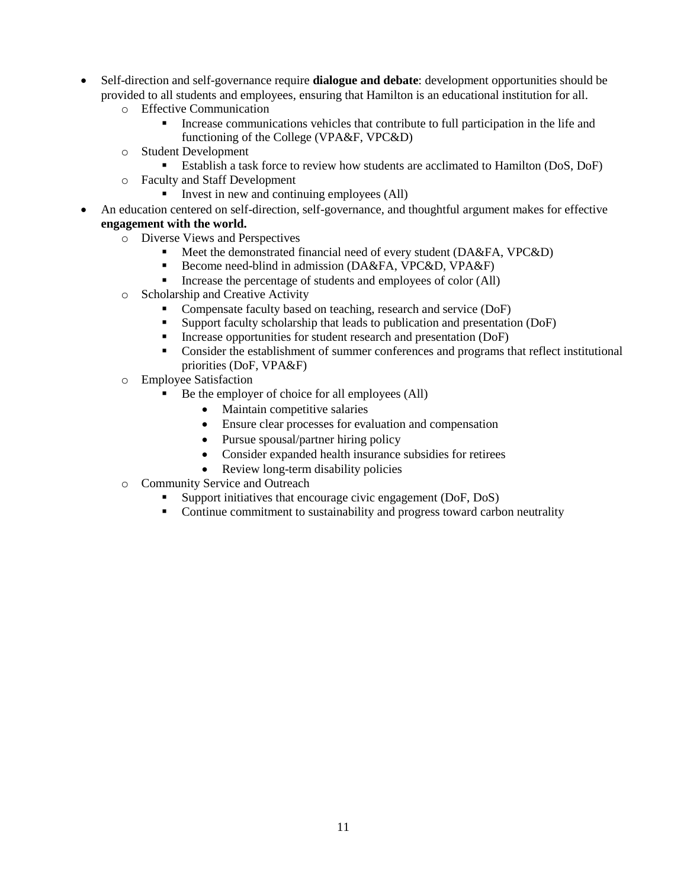- Self-direction and self-governance require **dialogue and debate**: development opportunities should be provided to all students and employees, ensuring that Hamilton is an educational institution for all.
  - Effective Communication
    - Increase communications vehicles that contribute to full participation in the life and functioning of the College (VPA&F, VPC&D)
  - Student Development
    - Establish a task force to review how students are acclimated to Hamilton (DoS, DoF)
  - Faculty and Staff Development
    - Invest in new and continuing employees (All)
- An education centered on self-direction, self-governance, and thoughtful argument makes for effective **engagement with the world.**
  - Diverse Views and Perspectives
    - Meet the demonstrated financial need of every student (DA&FA, VPC&D)
    - Become need-blind in admission (DA&FA, VPC&D, VPA&F)
    - Increase the percentage of students and employees of color (All)
  - Scholarship and Creative Activity
    - Compensate faculty based on teaching, research and service (DoF)
    - Support faculty scholarship that leads to publication and presentation (DoF)
    - Increase opportunities for student research and presentation (DoF)
    - Consider the establishment of summer conferences and programs that reflect institutional priorities (DoF, VPA&F)
  - Employee Satisfaction
    - Be the employer of choice for all employees (All)
      - Maintain competitive salaries
      - Ensure clear processes for evaluation and compensation
      - Pursue spousal/partner hiring policy
      - Consider expanded health insurance subsidies for retirees
      - Review long-term disability policies
  - Community Service and Outreach
    - Support initiatives that encourage civic engagement (DoF, DoS)
    - Continue commitment to sustainability and progress toward carbon neutrality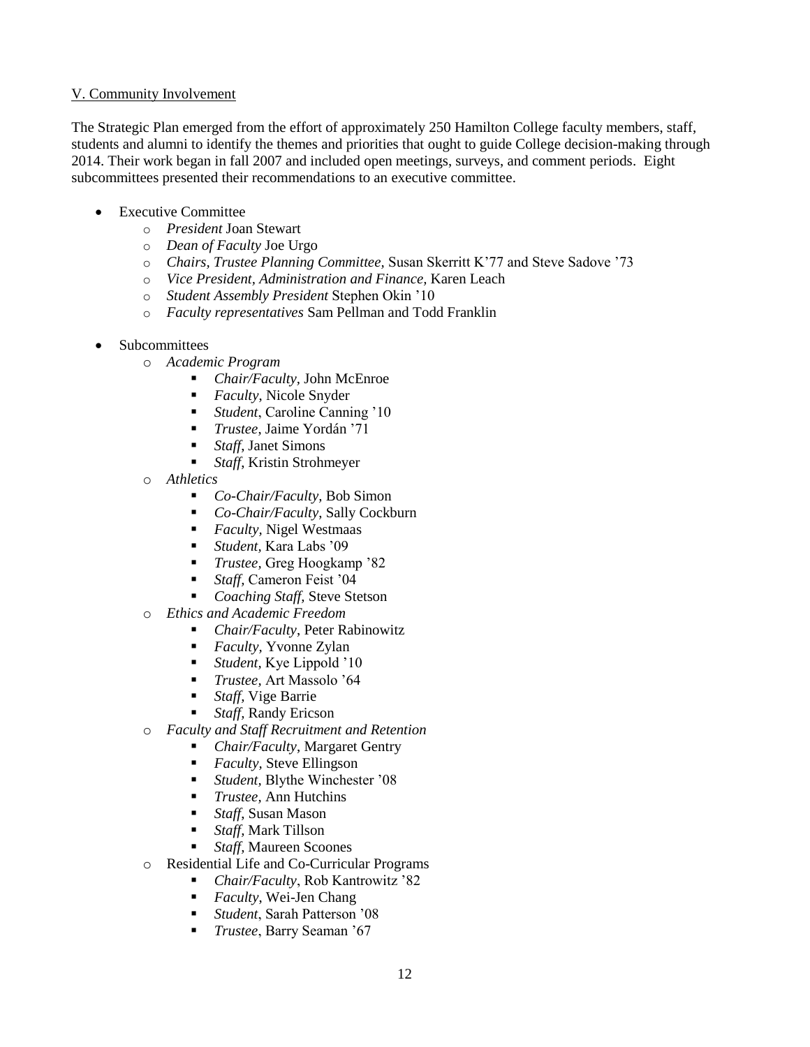V. Community Involvement

The Strategic Plan emerged from the effort of approximately 250 Hamilton College faculty members, staff, students and alumni to identify the themes and priorities that ought to guide College decision-making through 2014. Their work began in fall 2007 and included open meetings, surveys, and comment periods. Eight subcommittees presented their recommendations to an executive committee.

- Executive Committee
  - *President* Joan Stewart
  - *Dean of Faculty* Joe Urgo
  - *Chairs, Trustee Planning Committee,* Susan Skerritt K'77 and Steve Sadove '73
  - *Vice President, Administration and Finance,* Karen Leach
  - *Student Assembly President* Stephen Okin '10
  - *Faculty representatives* Sam Pellman and Todd Franklin
- Subcommittees
  - *Academic Program*
    - *Chair/Faculty*, John McEnroe
    - *Faculty*, Nicole Snyder
    - *Student*, Caroline Canning '10
    - *Trustee*, Jaime Yordán '71
    - *Staff*, Janet Simons
    - *Staff*, Kristin Strohmeyer
  - *Athletics*
    - *Co-Chair/Faculty*, Bob Simon
    - *Co-Chair/Faculty*, Sally Cockburn
    - *Faculty*, Nigel Westmaas
    - *Student*, Kara Labs '09
    - *Trustee*, Greg Hoogkamp '82
    - *Staff*, Cameron Feist '04
    - *Coaching Staff*, Steve Stetson
  - *Ethics and Academic Freedom*
    - *Chair/Faculty*, Peter Rabinowitz
    - *Faculty*, Yvonne Zylan
    - *Student*, Kye Lippold '10
    - *Trustee*, Art Massolo '64
    - *Staff*, Vige Barrie
    - *Staff*, Randy Ericson
  - *Faculty and Staff Recruitment and Retention*
    - *Chair/Faculty*, Margaret Gentry
    - *Faculty*, Steve Ellingson
    - *Student*, Blythe Winchester '08
    - *Trustee*, Ann Hutchins
    - *Staff*, Susan Mason
    - *Staff*, Mark Tillson
    - *Staff*, Maureen Scoones
  - Residential Life and Co-Curricular Programs
    - *Chair/Faculty*, Rob Kantrowitz '82
    - *Faculty*, Wei-Jen Chang
    - *Student*, Sarah Patterson '08
    - *Trustee*, Barry Seaman '67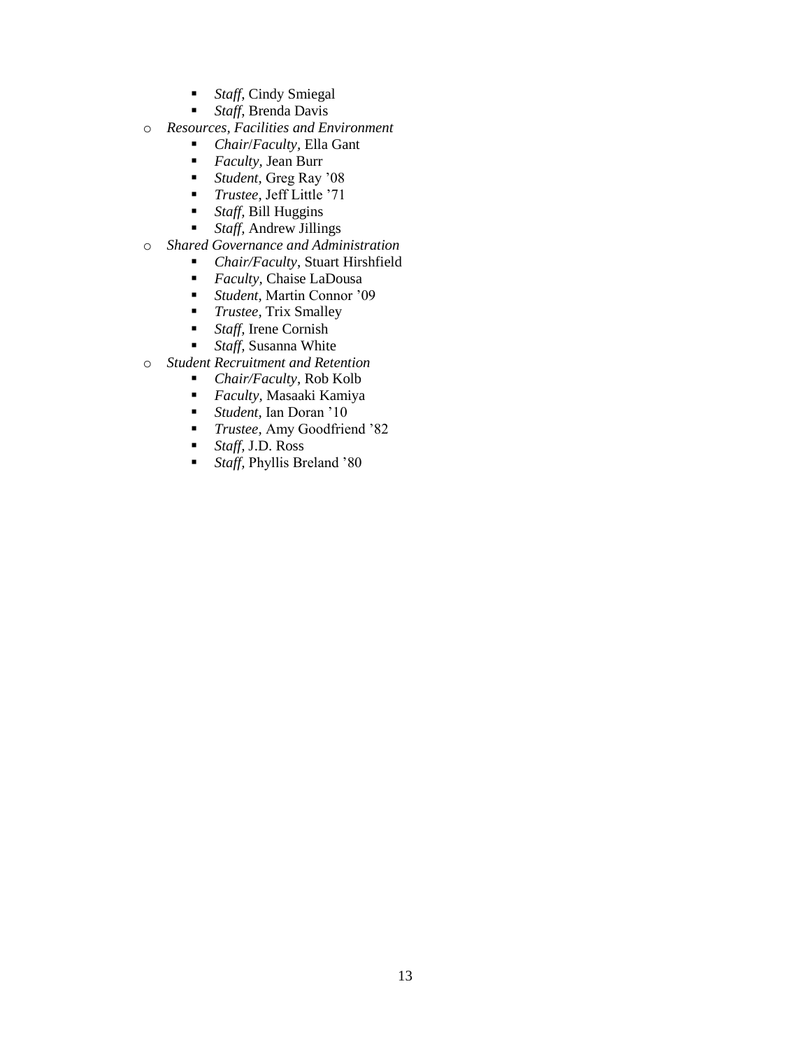- *Staff*, Cindy Smiegal
    - *Staff*, Brenda Davis
  - *Resources, Facilities and Environment*
    - *Chair/Faculty*, Ella Gant
    - *Faculty*, Jean Burr
    - *Student*, Greg Ray '08
    - *Trustee*, Jeff Little '71
    - *Staff*, Bill Huggins
    - *Staff*, Andrew Jillings
  - *Shared Governance and Administration*
    - *Chair/Faculty*, Stuart Hirshfield
    - *Faculty*, Chaise LaDousa
    - *Student*, Martin Connor '09
    - *Trustee*, Trix Smalley
    - *Staff*, Irene Cornish
    - *Staff*, Susanna White
  - *Student Recruitment and Retention*
    - *Chair/Faculty*, Rob Kolb
    - *Faculty*, Masaaki Kamiya
    - *Student*, Ian Doran '10
    - *Trustee*, Amy Goodfriend '82
    - *Staff*, J.D. Ross
    - *Staff*, Phyllis Breland '80